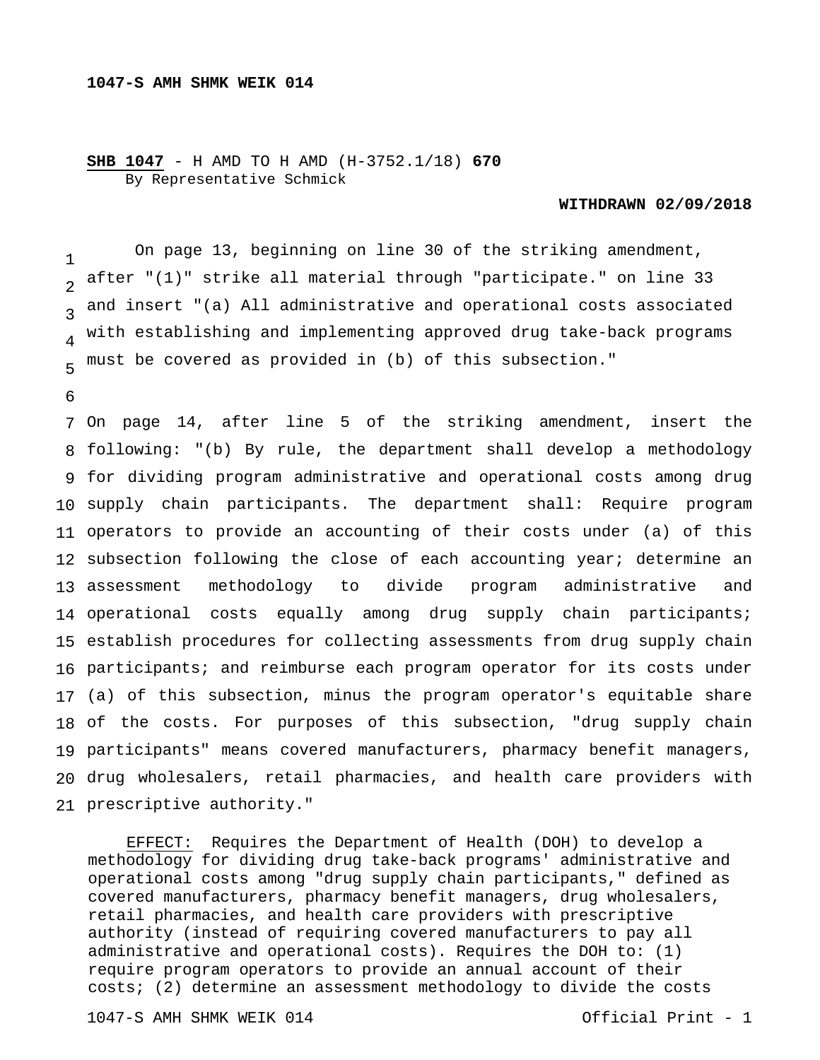**1047-S AMH SHMK WEIK 014**

**SHB 1047** - H AMD TO H AMD (H-3752.1/18) **670**
By Representative Schmick

**WITHDRAWN 02/09/2018**

On page 13, beginning on line 30 of the striking amendment, after "(1)" strike all material through "participate." on line 33 and insert "(a) All administrative and operational costs associated with establishing and implementing approved drug take-back programs must be covered as provided in (b) of this subsection."

On page 14, after line 5 of the striking amendment, insert the following: "(b) By rule, the department shall develop a methodology for dividing program administrative and operational costs among drug supply chain participants. The department shall: Require program operators to provide an accounting of their costs under (a) of this subsection following the close of each accounting year; determine an assessment methodology to divide program administrative and operational costs equally among drug supply chain participants; establish procedures for collecting assessments from drug supply chain participants; and reimburse each program operator for its costs under (a) of this subsection, minus the program operator's equitable share of the costs. For purposes of this subsection, "drug supply chain participants" means covered manufacturers, pharmacy benefit managers, drug wholesalers, retail pharmacies, and health care providers with prescriptive authority."

EFFECT: Requires the Department of Health (DOH) to develop a methodology for dividing drug take-back programs' administrative and operational costs among "drug supply chain participants," defined as covered manufacturers, pharmacy benefit managers, drug wholesalers, retail pharmacies, and health care providers with prescriptive authority (instead of requiring covered manufacturers to pay all administrative and operational costs). Requires the DOH to: (1) require program operators to provide an annual account of their costs; (2) determine an assessment methodology to divide the costs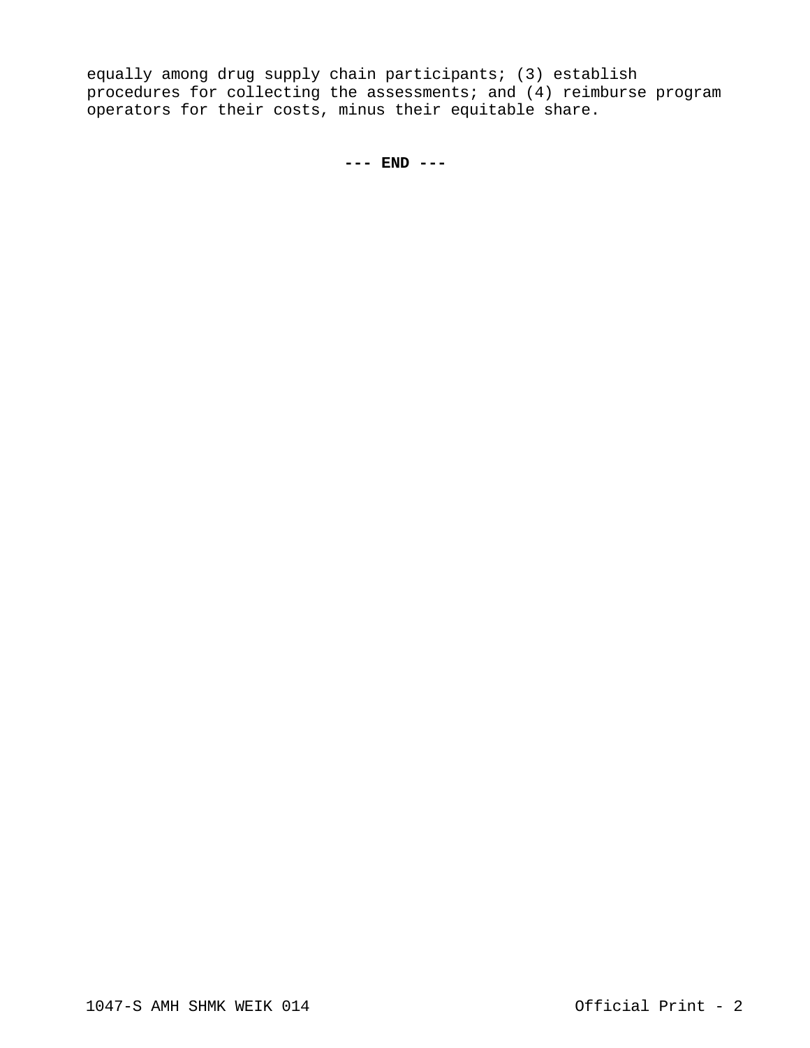equally among drug supply chain participants; (3) establish procedures for collecting the assessments; and (4) reimburse program operators for their costs, minus their equitable share.

**--- END ---**